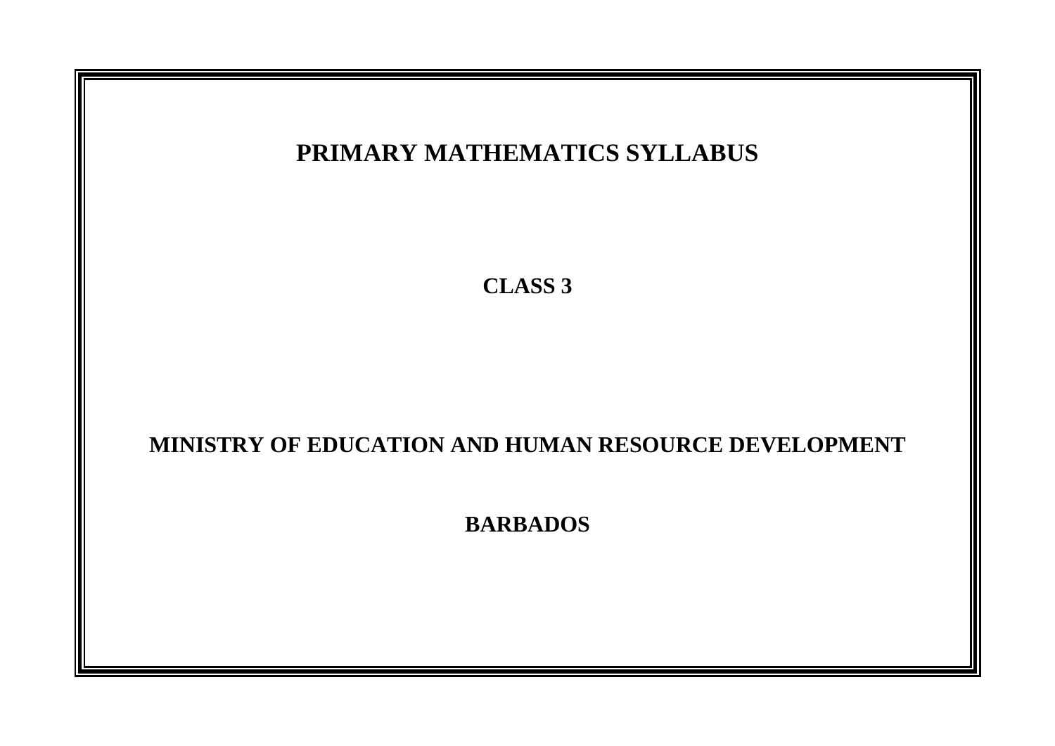# PRIMARY MATHEMATICS SYLLABUS

## CLASS 3

## MINISTRY OF EDUCATION AND HUMAN RESOURCE DEVELOPMENT

## BARBADOS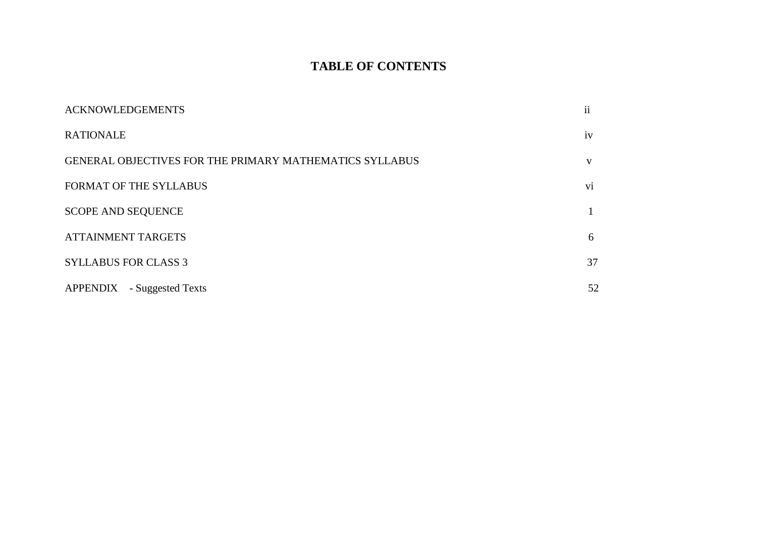# TABLE OF CONTENTS

| | |
|---|---|
| ACKNOWLEDGEMENTS | ii |
| RATIONALE | iv |
| GENERAL OBJECTIVES FOR THE PRIMARY MATHEMATICS SYLLABUS | v |
| FORMAT OF THE SYLLABUS | vi |
| SCOPE AND SEQUENCE | 1 |
| ATTAINMENT TARGETS | 6 |
| SYLLABUS FOR CLASS 3 | 37 |
| APPENDIX - Suggested Texts | 52 |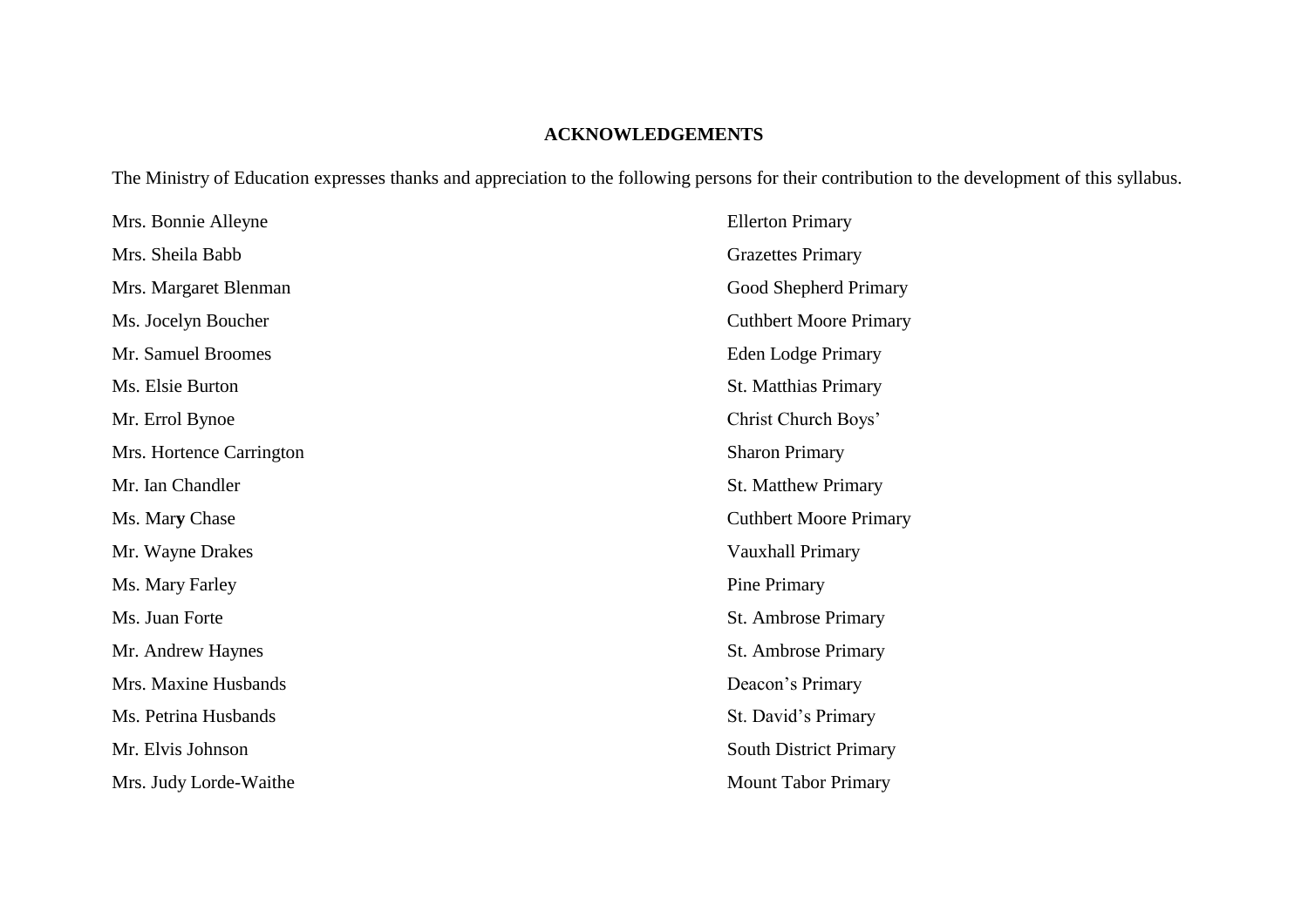## ACKNOWLEDGEMENTS

The Ministry of Education expresses thanks and appreciation to the following persons for their contribution to the development of this syllabus.

| | |
|---|---|
| Mrs. Bonnie Alleyne | Ellerton Primary |
| Mrs. Sheila Babb | Grazettes Primary |
| Mrs. Margaret Blenman | Good Shepherd Primary |
| Ms. Jocelyn Boucher | Cuthbert Moore Primary |
| Mr. Samuel Broomes | Eden Lodge Primary |
| Ms. Elsie Burton | St. Matthias Primary |
| Mr. Errol Bynoe | Christ Church Boys' |
| Mrs. Hortence Carrington | Sharon Primary |
| Mr. Ian Chandler | St. Matthew Primary |
| Ms. Mary Chase | Cuthbert Moore Primary |
| Mr. Wayne Drakes | Vauxhall Primary |
| Ms. Mary Farley | Pine Primary |
| Ms. Juan Forte | St. Ambrose Primary |
| Mr. Andrew Haynes | St. Ambrose Primary |
| Mrs. Maxine Husbands | Deacon's Primary |
| Ms. Petrina Husbands | St. David's Primary |
| Mr. Elvis Johnson | South District Primary |
| Mrs. Judy Lorde-Waithe | Mount Tabor Primary |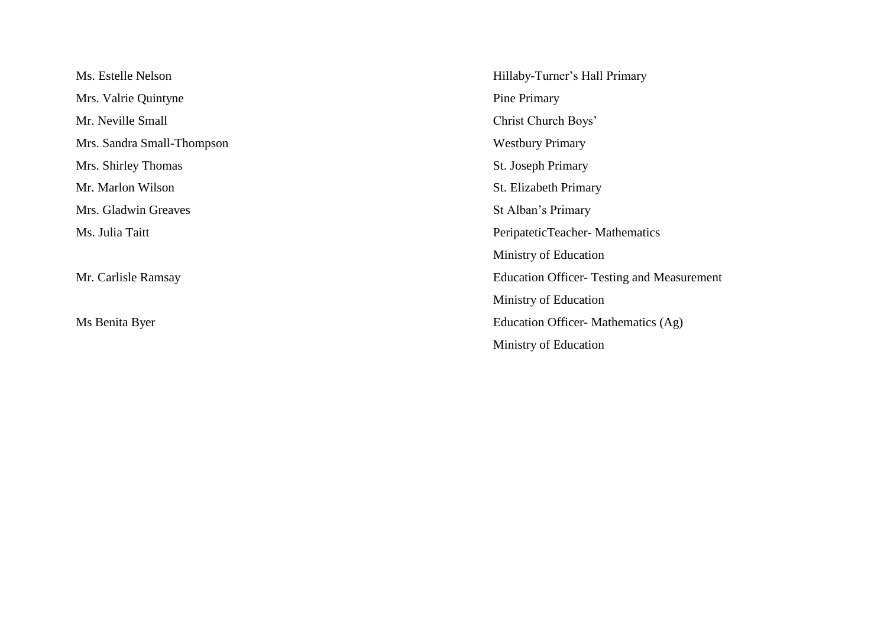| | |
|---|---|
| Ms. Estelle Nelson | Hillaby-Turner's Hall Primary |
| Mrs. Valrie Quintyne | Pine Primary |
| Mr. Neville Small | Christ Church Boys' |
| Mrs. Sandra Small-Thompson | Westbury Primary |
| Mrs. Shirley Thomas | St. Joseph Primary |
| Mr. Marlon Wilson | St. Elizabeth Primary |
| Mrs. Gladwin Greaves | St Alban's Primary |
| Ms. Julia Taitt | PeripateticTeacher- Mathematics<br>Ministry of Education |
| Mr. Carlisle Ramsay | Education Officer- Testing and Measurement<br>Ministry of Education |
| Ms Benita Byer | Education Officer- Mathematics (Ag)<br>Ministry of Education |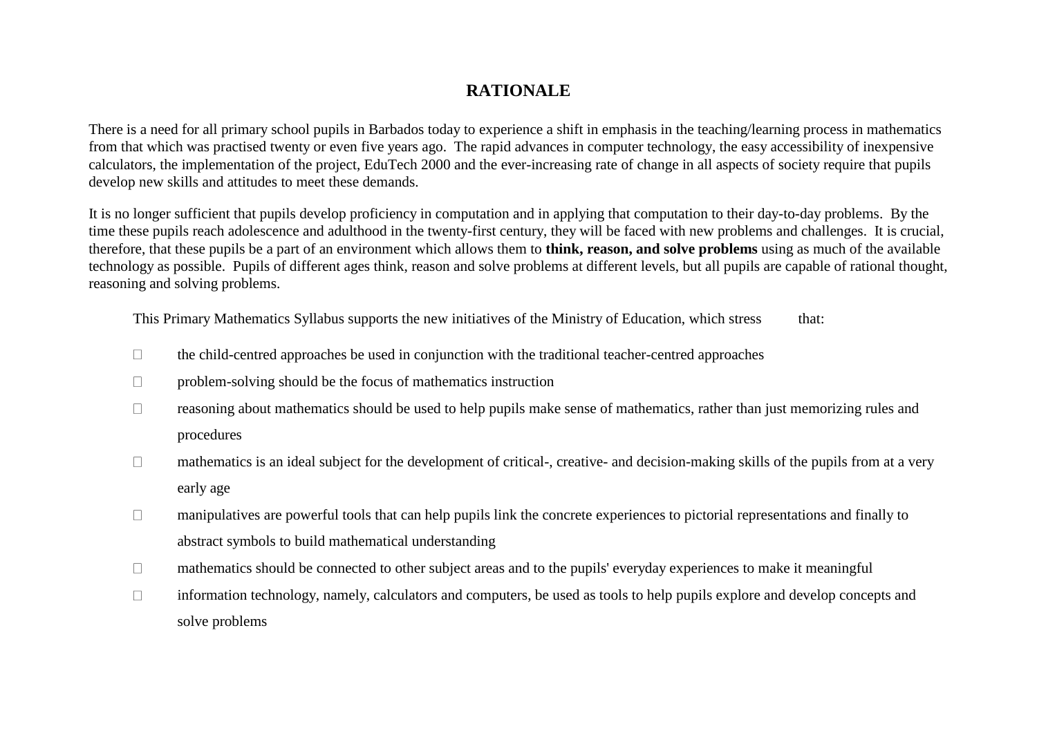# RATIONALE

There is a need for all primary school pupils in Barbados today to experience a shift in emphasis in the teaching/learning process in mathematics from that which was practised twenty or even five years ago. The rapid advances in computer technology, the easy accessibility of inexpensive calculators, the implementation of the project, EduTech 2000 and the ever-increasing rate of change in all aspects of society require that pupils develop new skills and attitudes to meet these demands.

It is no longer sufficient that pupils develop proficiency in computation and in applying that computation to their day-to-day problems. By the time these pupils reach adolescence and adulthood in the twenty-first century, they will be faced with new problems and challenges. It is crucial, therefore, that these pupils be a part of an environment which allows them to **think, reason, and solve problems** using as much of the available technology as possible. Pupils of different ages think, reason and solve problems at different levels, but all pupils are capable of rational thought, reasoning and solving problems.

This Primary Mathematics Syllabus supports the new initiatives of the Ministry of Education, which stress that:

- the child-centred approaches be used in conjunction with the traditional teacher-centred approaches
- problem-solving should be the focus of mathematics instruction
- reasoning about mathematics should be used to help pupils make sense of mathematics, rather than just memorizing rules and procedures
- mathematics is an ideal subject for the development of critical-, creative- and decision-making skills of the pupils from at a very early age
- manipulatives are powerful tools that can help pupils link the concrete experiences to pictorial representations and finally to abstract symbols to build mathematical understanding
- mathematics should be connected to other subject areas and to the pupils' everyday experiences to make it meaningful
- information technology, namely, calculators and computers, be used as tools to help pupils explore and develop concepts and solve problems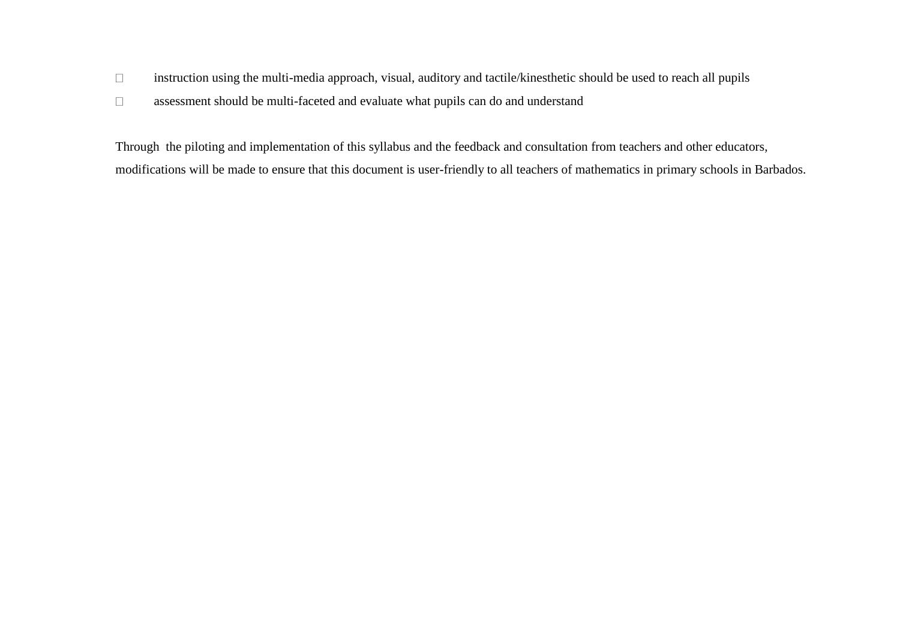- instruction using the multi-media approach, visual, auditory and tactile/kinesthetic should be used to reach all pupils
- assessment should be multi-faceted and evaluate what pupils can do and understand

Through the piloting and implementation of this syllabus and the feedback and consultation from teachers and other educators, modifications will be made to ensure that this document is user-friendly to all teachers of mathematics in primary schools in Barbados.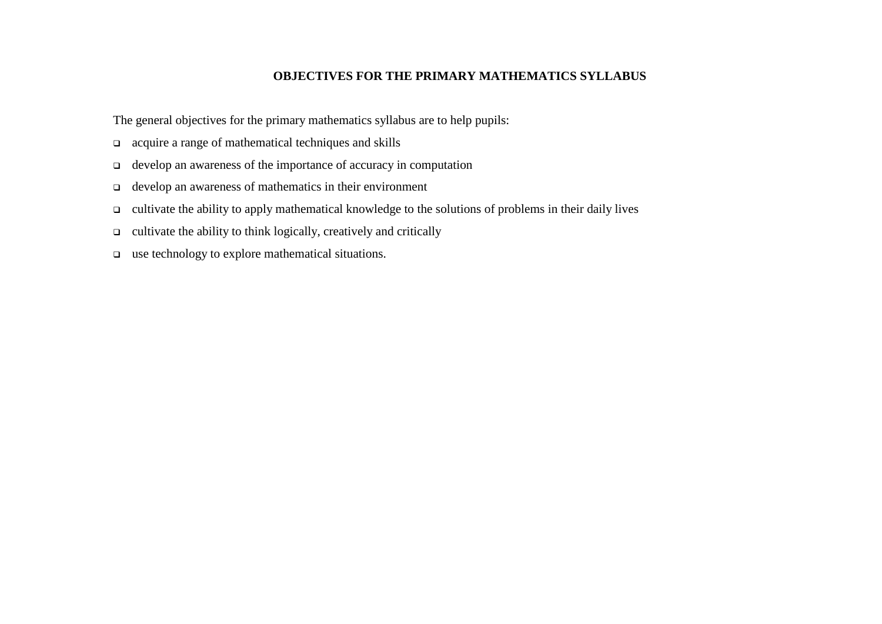## OBJECTIVES FOR THE PRIMARY MATHEMATICS SYLLABUS

The general objectives for the primary mathematics syllabus are to help pupils:

- acquire a range of mathematical techniques and skills
- develop an awareness of the importance of accuracy in computation
- develop an awareness of mathematics in their environment
- cultivate the ability to apply mathematical knowledge to the solutions of problems in their daily lives
- cultivate the ability to think logically, creatively and critically
- use technology to explore mathematical situations.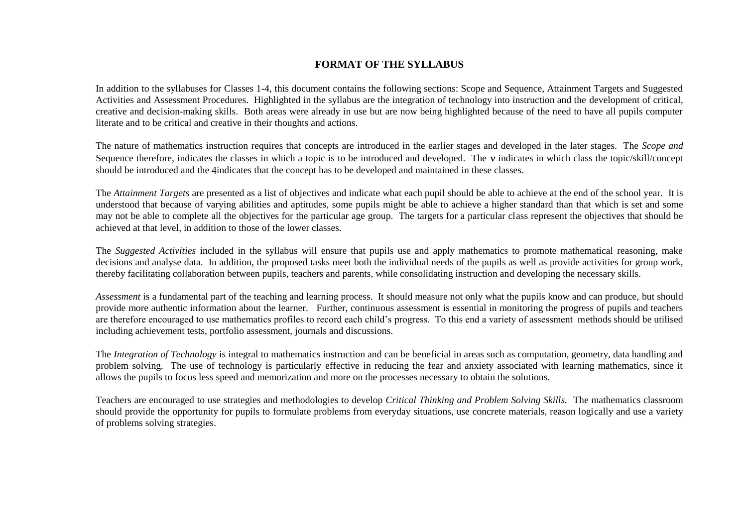# FORMAT OF THE SYLLABUS

In addition to the syllabuses for Classes 1-4, this document contains the following sections: Scope and Sequence, Attainment Targets and Suggested Activities and Assessment Procedures. Highlighted in the syllabus are the integration of technology into instruction and the development of critical, creative and decision-making skills. Both areas were already in use but are now being highlighted because of the need to have all pupils computer literate and to be critical and creative in their thoughts and actions.

The nature of mathematics instruction requires that concepts are introduced in the earlier stages and developed in the later stages. The *Scope and* Sequence therefore, indicates the classes in which a topic is to be introduced and developed. The ν indicates in which class the topic/skill/concept should be introduced and the 4indicates that the concept has to be developed and maintained in these classes.

The *Attainment Targets* are presented as a list of objectives and indicate what each pupil should be able to achieve at the end of the school year. It is understood that because of varying abilities and aptitudes, some pupils might be able to achieve a higher standard than that which is set and some may not be able to complete all the objectives for the particular age group. The targets for a particular class represent the objectives that should be achieved at that level, in addition to those of the lower classes.

The *Suggested Activities* included in the syllabus will ensure that pupils use and apply mathematics to promote mathematical reasoning, make decisions and analyse data. In addition, the proposed tasks meet both the individual needs of the pupils as well as provide activities for group work, thereby facilitating collaboration between pupils, teachers and parents, while consolidating instruction and developing the necessary skills.

*Assessment* is a fundamental part of the teaching and learning process. It should measure not only what the pupils know and can produce, but should provide more authentic information about the learner. Further, continuous assessment is essential in monitoring the progress of pupils and teachers are therefore encouraged to use mathematics profiles to record each child's progress. To this end a variety of assessment methods should be utilised including achievement tests, portfolio assessment, journals and discussions.

The *Integration of Technology* is integral to mathematics instruction and can be beneficial in areas such as computation, geometry, data handling and problem solving. The use of technology is particularly effective in reducing the fear and anxiety associated with learning mathematics, since it allows the pupils to focus less speed and memorization and more on the processes necessary to obtain the solutions.

Teachers are encouraged to use strategies and methodologies to develop *Critical Thinking and Problem Solving Skills.* The mathematics classroom should provide the opportunity for pupils to formulate problems from everyday situations, use concrete materials, reason logically and use a variety of problems solving strategies.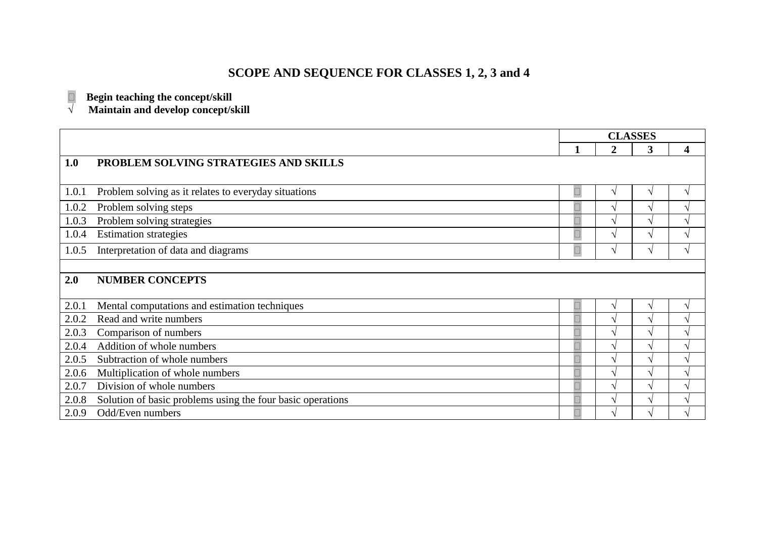# SCOPE AND SEQUENCE FOR CLASSES 1, 2, 3 and 4

**□ Begin teaching the concept/skill**
**√ Maintain and develop concept/skill**

| | | CLASSES | | | |
|---|---|---|---|---|---|
| | | **1** | **2** | **3** | **4** |
| **1.0** | **PROBLEM SOLVING STRATEGIES AND SKILLS** | | | | |
| 1.0.1 | Problem solving as it relates to everyday situations | □ | √ | √ | √ |
| 1.0.2 | Problem solving steps | □ | √ | √ | √ |
| 1.0.3 | Problem solving strategies | □ | √ | √ | √ |
| 1.0.4 | Estimation strategies | □ | √ | √ | √ |
| 1.0.5 | Interpretation of data and diagrams | □ | √ | √ | √ |
| | | | | | |
| **2.0** | **NUMBER CONCEPTS** | | | | |
| 2.0.1 | Mental computations and estimation techniques | □ | √ | √ | √ |
| 2.0.2 | Read and write numbers | □ | √ | √ | √ |
| 2.0.3 | Comparison of numbers | □ | √ | √ | √ |
| 2.0.4 | Addition of whole numbers | □ | √ | √ | √ |
| 2.0.5 | Subtraction of whole numbers | □ | √ | √ | √ |
| 2.0.6 | Multiplication of whole numbers | □ | √ | √ | √ |
| 2.0.7 | Division of whole numbers | □ | √ | √ | √ |
| 2.0.8 | Solution of basic problems using the four basic operations | □ | √ | √ | √ |
| 2.0.9 | Odd/Even numbers | □ | √ | √ | √ |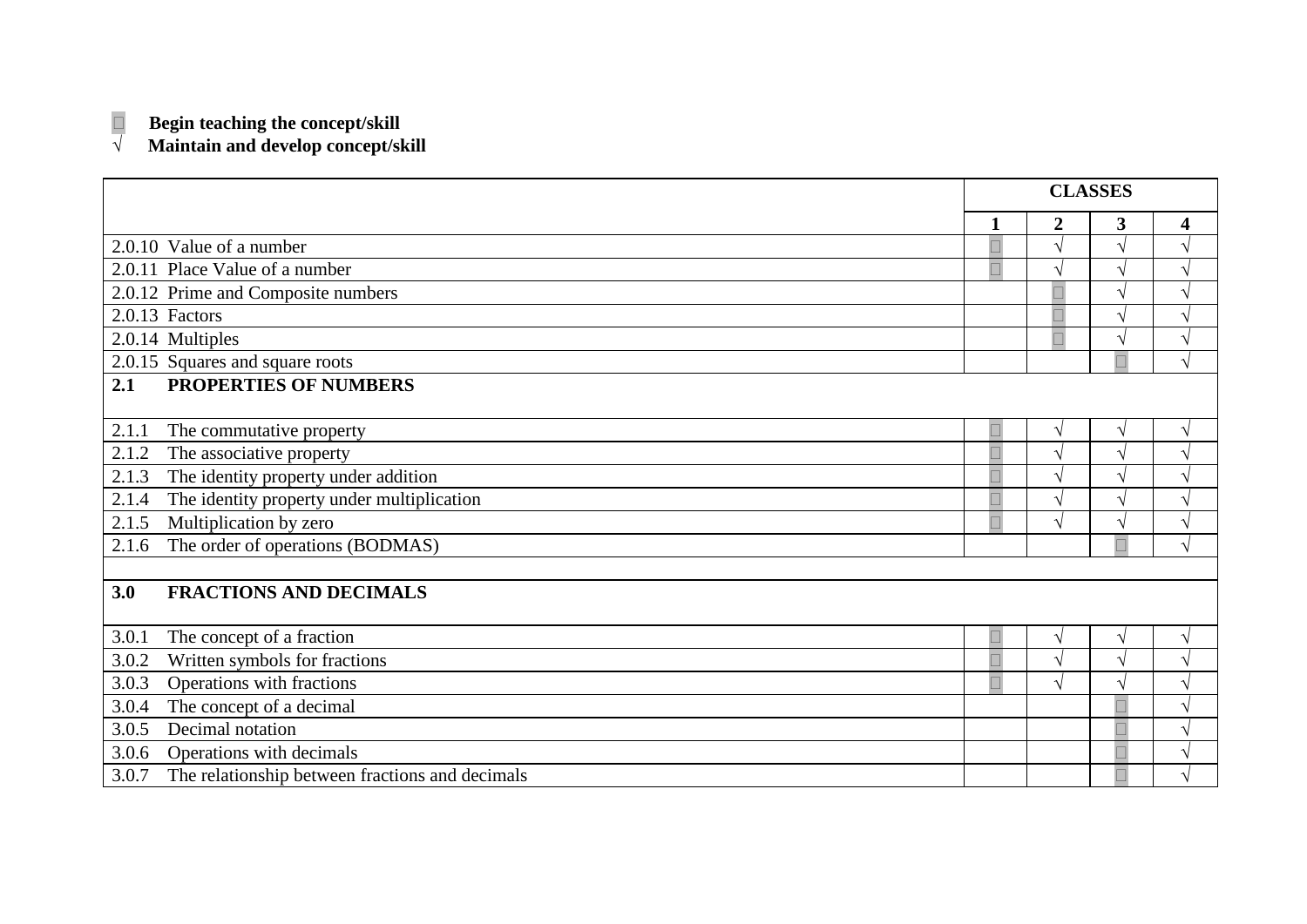□ **Begin teaching the concept/skill**
√ **Maintain and develop concept/skill**

| | CLASSES | | | |
|---|---|---|---|---|
| | **1** | **2** | **3** | **4** |
| 2.0.10 Value of a number | □ | √ | √ | √ |
| 2.0.11 Place Value of a number | □ | √ | √ | √ |
| 2.0.12 Prime and Composite numbers | | □ | √ | √ |
| 2.0.13 Factors | | □ | √ | √ |
| 2.0.14 Multiples | | □ | √ | √ |
| 2.0.15 Squares and square roots | | | □ | √ |
| **2.1 PROPERTIES OF NUMBERS** | | | | |
| 2.1.1 The commutative property | □ | √ | √ | √ |
| 2.1.2 The associative property | □ | √ | √ | √ |
| 2.1.3 The identity property under addition | □ | √ | √ | √ |
| 2.1.4 The identity property under multiplication | □ | √ | √ | √ |
| 2.1.5 Multiplication by zero | □ | √ | √ | √ |
| 2.1.6 The order of operations (BODMAS) | | | □ | √ |
| | | | | |
| **3.0 FRACTIONS AND DECIMALS** | | | | |
| 3.0.1 The concept of a fraction | □ | √ | √ | √ |
| 3.0.2 Written symbols for fractions | □ | √ | √ | √ |
| 3.0.3 Operations with fractions | □ | √ | √ | √ |
| 3.0.4 The concept of a decimal | | | □ | √ |
| 3.0.5 Decimal notation | | | □ | √ |
| 3.0.6 Operations with decimals | | | □ | √ |
| 3.0.7 The relationship between fractions and decimals | | | □ | √ |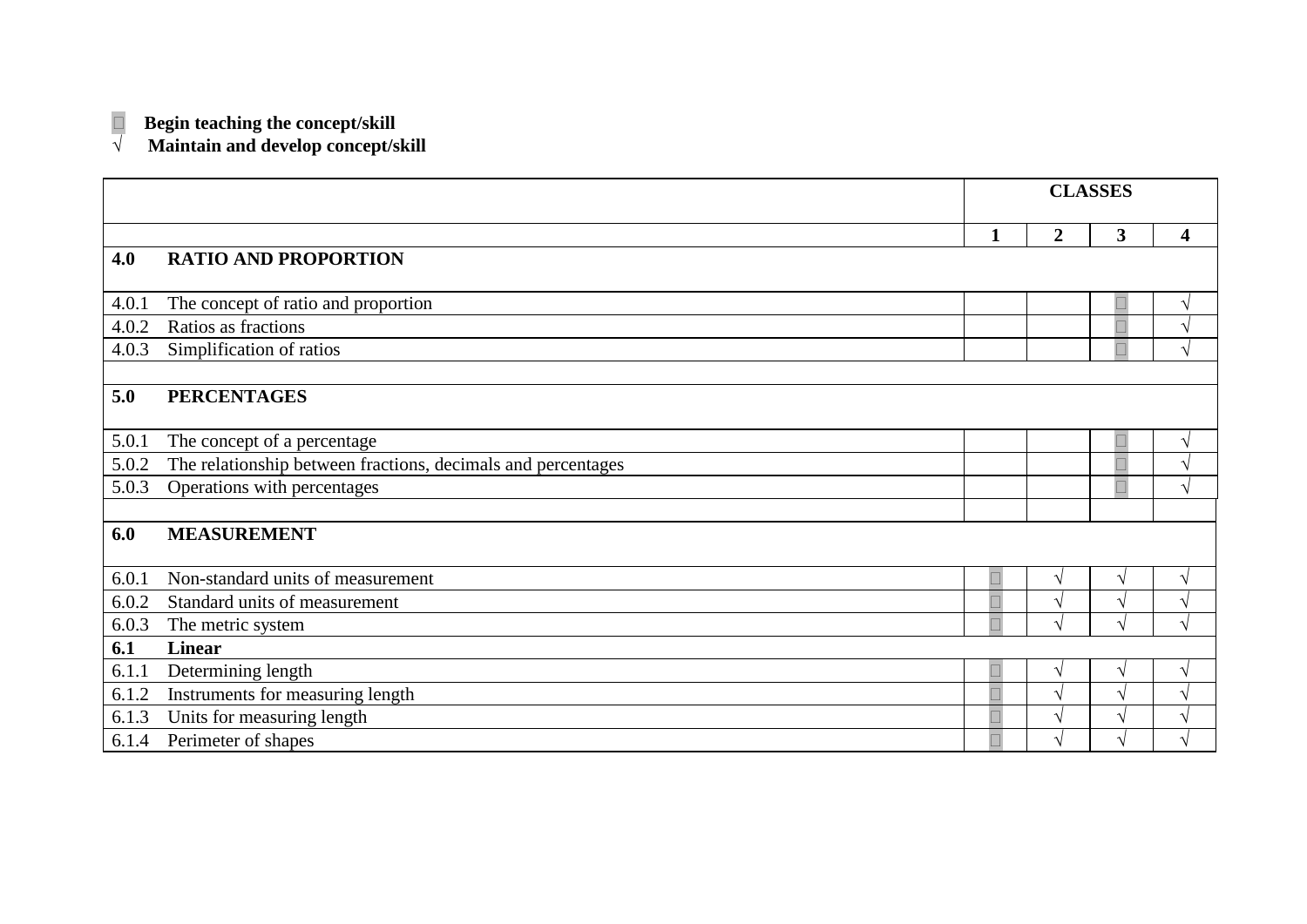□ **Begin teaching the concept/skill**

√ **Maintain and develop concept/skill**

| | | CLASSES | | | |
|---|---|---|---|---|---|
| | | 1 | 2 | 3 | 4 |
| **4.0** | **RATIO AND PROPORTION** | | | | |
| 4.0.1 | The concept of ratio and proportion | | | □ | √ |
| 4.0.2 | Ratios as fractions | | | □ | √ |
| 4.0.3 | Simplification of ratios | | | □ | √ |
| | | | | | |
| **5.0** | **PERCENTAGES** | | | | |
| 5.0.1 | The concept of a percentage | | | □ | √ |
| 5.0.2 | The relationship between fractions, decimals and percentages | | | □ | √ |
| 5.0.3 | Operations with percentages | | | □ | √ |
| | | | | | |
| **6.0** | **MEASUREMENT** | | | | |
| 6.0.1 | Non-standard units of measurement | □ | √ | √ | √ |
| 6.0.2 | Standard units of measurement | □ | √ | √ | √ |
| 6.0.3 | The metric system | □ | √ | √ | √ |
| **6.1** | **Linear** | | | | |
| 6.1.1 | Determining length | □ | √ | √ | √ |
| 6.1.2 | Instruments for measuring length | □ | √ | √ | √ |
| 6.1.3 | Units for measuring length | □ | √ | √ | √ |
| 6.1.4 | Perimeter of shapes | □ | √ | √ | √ |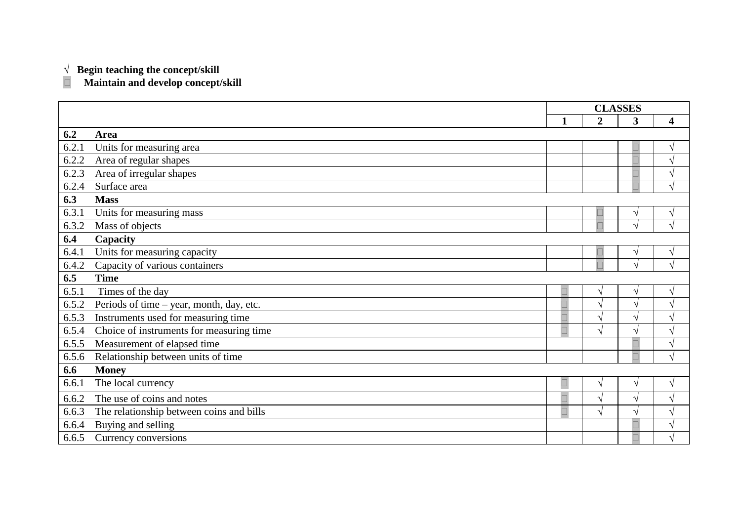√ **Begin teaching the concept/skill**
□ **Maintain and develop concept/skill**

| | **CLASSES** | | | |
|---|---|---|---|---|
| | **1** | **2** | **3** | **4** |
| **6.2 Area** | | | | |
| 6.2.1 Units for measuring area | | | □ | √ |
| 6.2.2 Area of regular shapes | | | □ | √ |
| 6.2.3 Area of irregular shapes | | | □ | √ |
| 6.2.4 Surface area | | | □ | √ |
| **6.3 Mass** | | | | |
| 6.3.1 Units for measuring mass | | □ | √ | √ |
| 6.3.2 Mass of objects | | □ | √ | √ |
| **6.4 Capacity** | | | | |
| 6.4.1 Units for measuring capacity | | □ | √ | √ |
| 6.4.2 Capacity of various containers | | □ | √ | √ |
| **6.5 Time** | | | | |
| 6.5.1 Times of the day | □ | √ | √ | √ |
| 6.5.2 Periods of time – year, month, day, etc. | □ | √ | √ | √ |
| 6.5.3 Instruments used for measuring time | □ | √ | √ | √ |
| 6.5.4 Choice of instruments for measuring time | □ | √ | √ | √ |
| 6.5.5 Measurement of elapsed time | | | □ | √ |
| 6.5.6 Relationship between units of time | | | □ | √ |
| **6.6 Money** | | | | |
| 6.6.1 The local currency | □ | √ | √ | √ |
| 6.6.2 The use of coins and notes | □ | √ | √ | √ |
| 6.6.3 The relationship between coins and bills | □ | √ | √ | √ |
| 6.6.4 Buying and selling | | | □ | √ |
| 6.6.5 Currency conversions | | | □ | √ |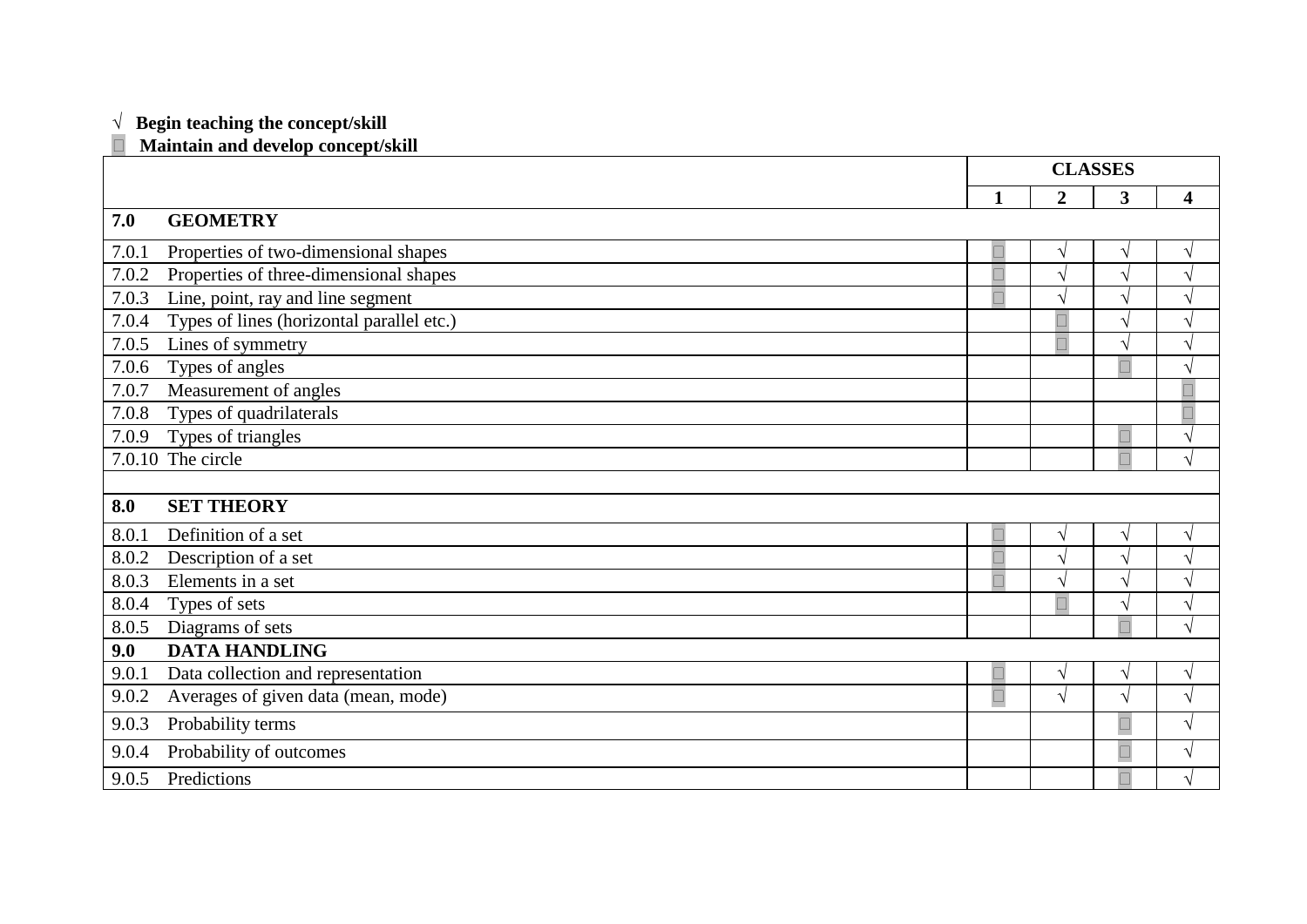√ **Begin teaching the concept/skill**

□ **Maintain and develop concept/skill**

| | CLASSES | | | |
|---|---|---|---|---|
| | **1** | **2** | **3** | **4** |
| **7.0 GEOMETRY** | | | | |
| 7.0.1 Properties of two-dimensional shapes | □ | √ | √ | √ |
| 7.0.2 Properties of three-dimensional shapes | □ | √ | √ | √ |
| 7.0.3 Line, point, ray and line segment | □ | √ | √ | √ |
| 7.0.4 Types of lines (horizontal parallel etc.) | | □ | √ | √ |
| 7.0.5 Lines of symmetry | | □ | √ | √ |
| 7.0.6 Types of angles | | | □ | √ |
| 7.0.7 Measurement of angles | | | | □ |
| 7.0.8 Types of quadrilaterals | | | | □ |
| 7.0.9 Types of triangles | | | □ | √ |
| 7.0.10 The circle | | | □ | √ |
| | | | | |
| **8.0 SET THEORY** | | | | |
| 8.0.1 Definition of a set | □ | √ | √ | √ |
| 8.0.2 Description of a set | □ | √ | √ | √ |
| 8.0.3 Elements in a set | □ | √ | √ | √ |
| 8.0.4 Types of sets | | □ | √ | √ |
| 8.0.5 Diagrams of sets | | | □ | √ |
| **9.0 DATA HANDLING** | | | | |
| 9.0.1 Data collection and representation | □ | √ | √ | √ |
| 9.0.2 Averages of given data (mean, mode) | □ | √ | √ | √ |
| 9.0.3 Probability terms | | | □ | √ |
| 9.0.4 Probability of outcomes | | | □ | √ |
| 9.0.5 Predictions | | | □ | √ |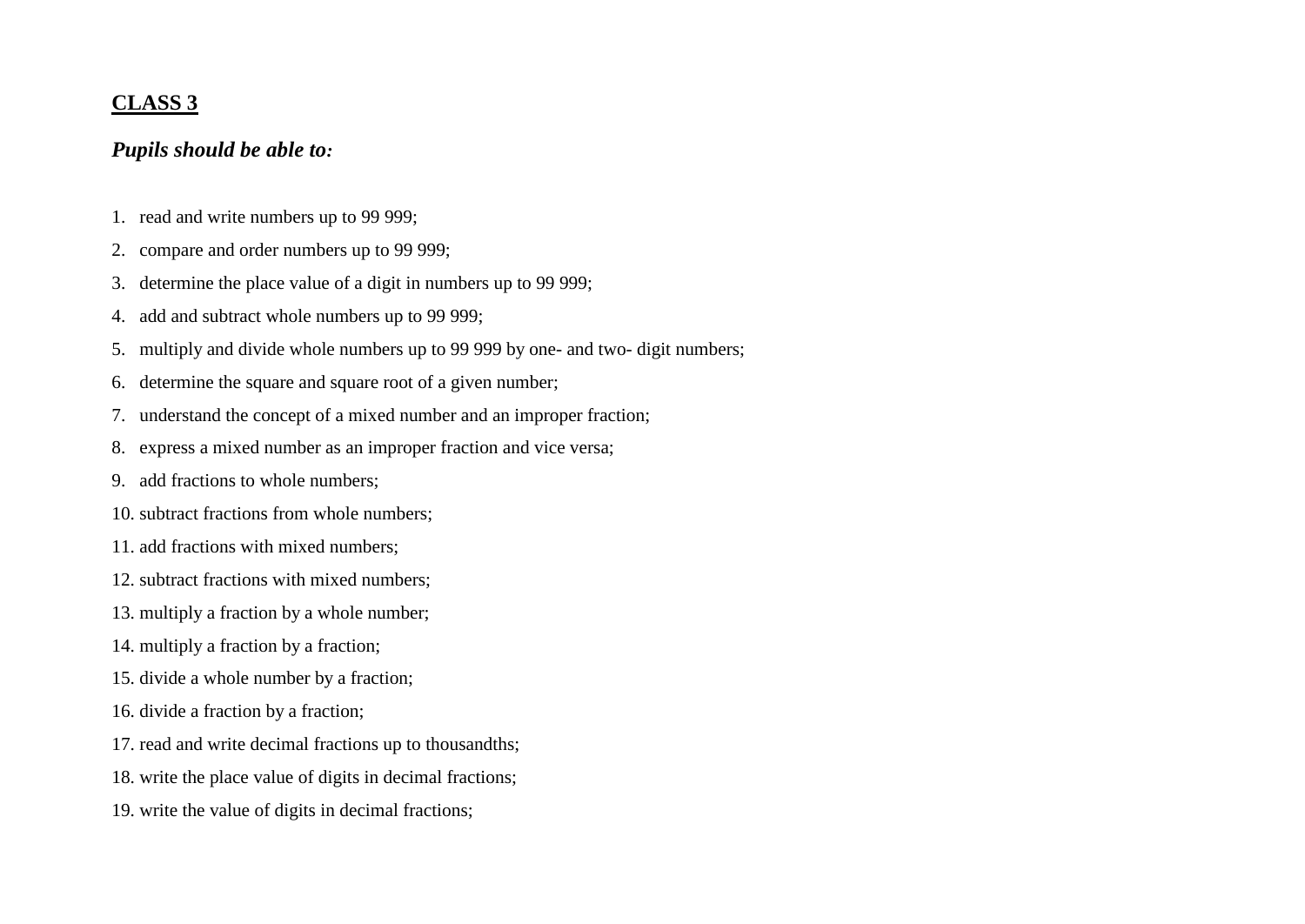## <u>**CLASS 3**</u>

***Pupils should be able to:***

1. read and write numbers up to 99 999;
2. compare and order numbers up to 99 999;
3. determine the place value of a digit in numbers up to 99 999;
4. add and subtract whole numbers up to 99 999;
5. multiply and divide whole numbers up to 99 999 by one- and two- digit numbers;
6. determine the square and square root of a given number;
7. understand the concept of a mixed number and an improper fraction;
8. express a mixed number as an improper fraction and vice versa;
9. add fractions to whole numbers;
10. subtract fractions from whole numbers;
11. add fractions with mixed numbers;
12. subtract fractions with mixed numbers;
13. multiply a fraction by a whole number;
14. multiply a fraction by a fraction;
15. divide a whole number by a fraction;
16. divide a fraction by a fraction;
17. read and write decimal fractions up to thousandths;
18. write the place value of digits in decimal fractions;
19. write the value of digits in decimal fractions;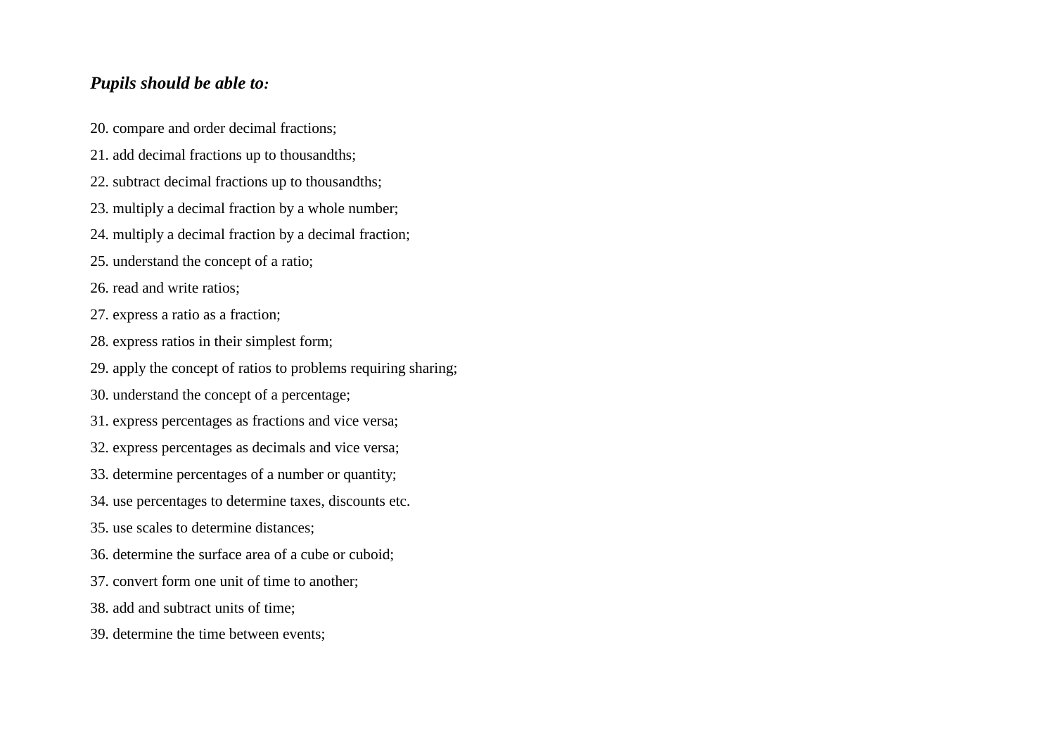***Pupils should be able to:***

20. compare and order decimal fractions;
21. add decimal fractions up to thousandths;
22. subtract decimal fractions up to thousandths;
23. multiply a decimal fraction by a whole number;
24. multiply a decimal fraction by a decimal fraction;
25. understand the concept of a ratio;
26. read and write ratios;
27. express a ratio as a fraction;
28. express ratios in their simplest form;
29. apply the concept of ratios to problems requiring sharing;
30. understand the concept of a percentage;
31. express percentages as fractions and vice versa;
32. express percentages as decimals and vice versa;
33. determine percentages of a number or quantity;
34. use percentages to determine taxes, discounts etc.
35. use scales to determine distances;
36. determine the surface area of a cube or cuboid;
37. convert form one unit of time to another;
38. add and subtract units of time;
39. determine the time between events;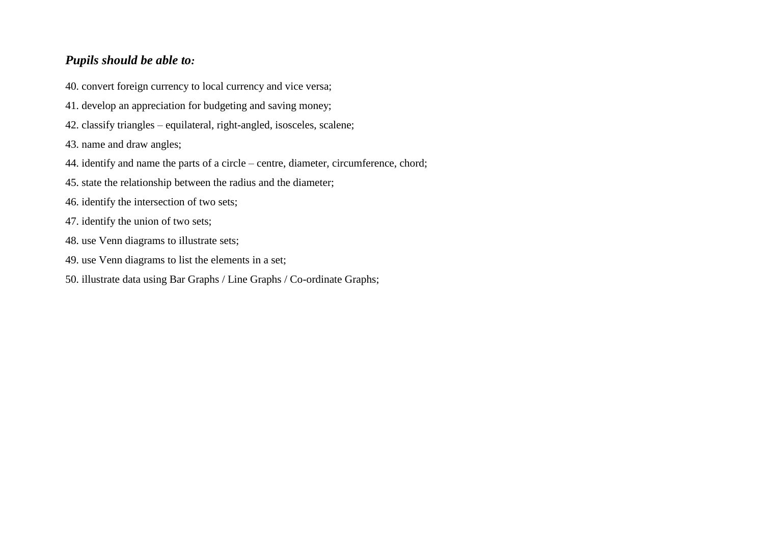***Pupils should be able to:***

40. convert foreign currency to local currency and vice versa;
41. develop an appreciation for budgeting and saving money;
42. classify triangles – equilateral, right-angled, isosceles, scalene;
43. name and draw angles;
44. identify and name the parts of a circle – centre, diameter, circumference, chord;
45. state the relationship between the radius and the diameter;
46. identify the intersection of two sets;
47. identify the union of two sets;
48. use Venn diagrams to illustrate sets;
49. use Venn diagrams to list the elements in a set;
50. illustrate data using Bar Graphs / Line Graphs / Co-ordinate Graphs;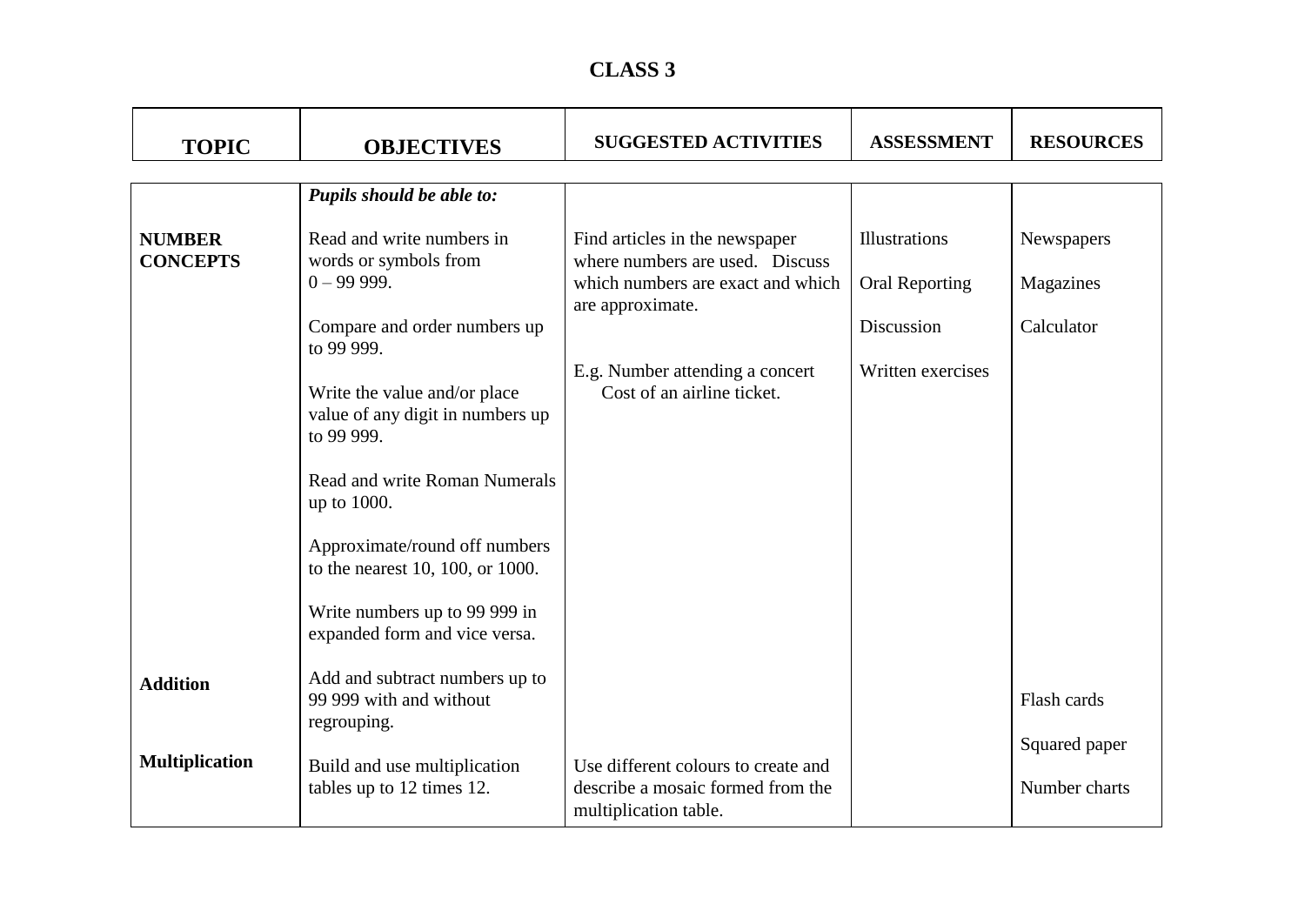# CLASS 3

| TOPIC | OBJECTIVES | SUGGESTED ACTIVITIES | ASSESSMENT | RESOURCES |
|---|---|---|---|---|
| | ***Pupils should be able to:*** | | | |
| **NUMBER CONCEPTS** | Read and write numbers in words or symbols from 0 – 99 999. | Find articles in the newspaper where numbers are used. Discuss which numbers are exact and which are approximate. | Illustrations | Newspapers |
| | Compare and order numbers up to 99 999. | E.g. Number attending a concert Cost of an airline ticket. | Oral Reporting | Magazines |
| | Write the value and/or place value of any digit in numbers up to 99 999. | | Discussion | Calculator |
| | Read and write Roman Numerals up to 1000. | | Written exercises | |
| | Approximate/round off numbers to the nearest 10, 100, or 1000. | | | |
| | Write numbers up to 99 999 in expanded form and vice versa. | | | |
| **Addition** | Add and subtract numbers up to 99 999 with and without regrouping. | | | Flash cards |
| **Multiplication** | Build and use multiplication tables up to 12 times 12. | Use different colours to create and describe a mosaic formed from the multiplication table. | | Squared paper<br>Number charts |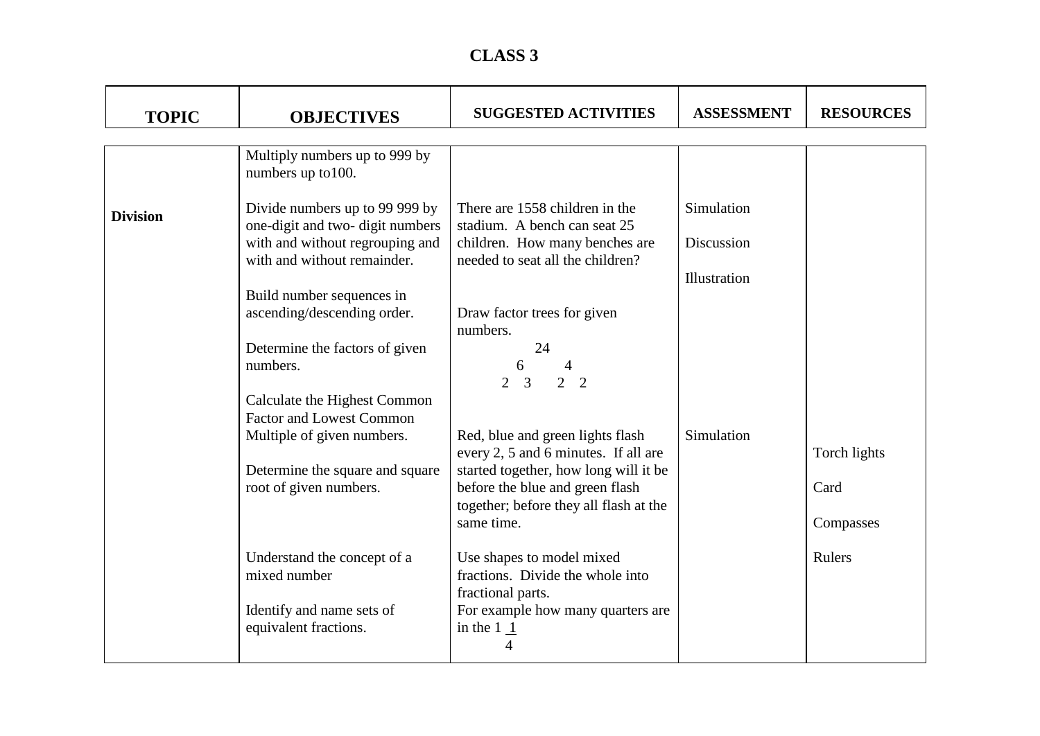# CLASS 3

| TOPIC | OBJECTIVES | SUGGESTED ACTIVITIES | ASSESSMENT | RESOURCES |
|---|---|---|---|---|
| | Multiply numbers up to 999 by numbers up to100. | | | |
| **Division** | Divide numbers up to 99 999 by one-digit and two- digit numbers with and without regrouping and with and without remainder. | There are 1558 children in the stadium. A bench can seat 25 children. How many benches are needed to seat all the children? | Simulation<br><br>Discussion<br><br>Illustration | |
| | Build number sequences in ascending/descending order.<br><br>Determine the factors of given numbers. | Draw factor trees for given numbers.<br>24<br>6 4<br>2 3 2 2 | | |
| | Calculate the Highest Common Factor and Lowest Common Multiple of given numbers.<br><br>Determine the square and square root of given numbers. | Red, blue and green lights flash every 2, 5 and 6 minutes. If all are started together, how long will it be before the blue and green flash together; before they all flash at the same time. | Simulation | Torch lights<br><br>Card<br><br>Compasses |
| | Understand the concept of a mixed number<br><br>Identify and name sets of equivalent fractions. | Use shapes to model mixed fractions. Divide the whole into fractional parts.<br>For example how many quarters are in the $1 \frac{1}{4}$ | | Rulers |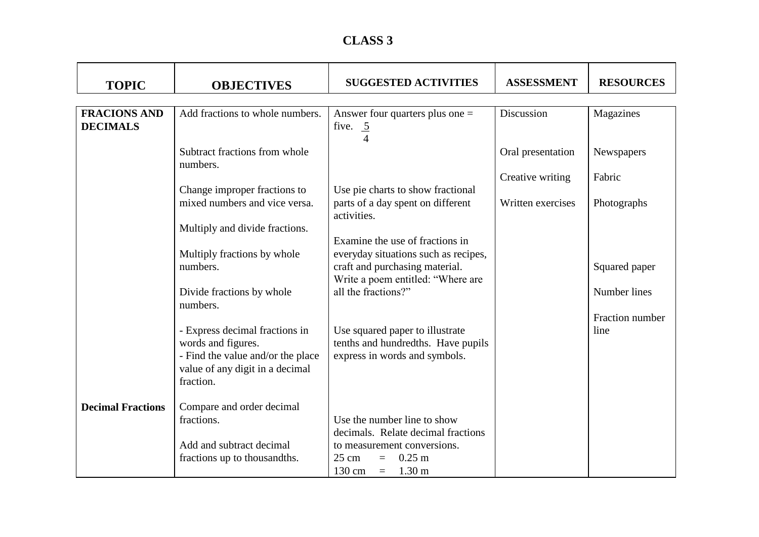# CLASS 3

| TOPIC | OBJECTIVES | SUGGESTED ACTIVITIES | ASSESSMENT | RESOURCES |
|---|---|---|---|---|
| **FRACIONS AND DECIMALS** | Add fractions to whole numbers. | Answer four quarters plus one = five. $\frac{5}{4}$ | Discussion | Magazines |
| | Subtract fractions from whole numbers. | | Oral presentation | Newspapers |
| | | | Creative writing | Fabric |
| | Change improper fractions to mixed numbers and vice versa. | Use pie charts to show fractional parts of a day spent on different activities. | Written exercises | Photographs |
| | Multiply and divide fractions. | | | |
| | Multiply fractions by whole numbers. | Examine the use of fractions in everyday situations such as recipes, craft and purchasing material. Write a poem entitled: "Where are all the fractions?" | | Squared paper |
| | Divide fractions by whole numbers. | | | Number lines |
| | | | | Fraction number line |
| | - Express decimal fractions in words and figures.<br>- Find the value and/or the place value of any digit in a decimal fraction. | Use squared paper to illustrate tenths and hundredths. Have pupils express in words and symbols. | | |
| **Decimal Fractions** | Compare and order decimal fractions. | | | |
| | Add and subtract decimal fractions up to thousandths. | Use the number line to show decimals. Relate decimal fractions to measurement conversions.<br>25 cm = 0.25 m<br>130 cm = 1.30 m | | |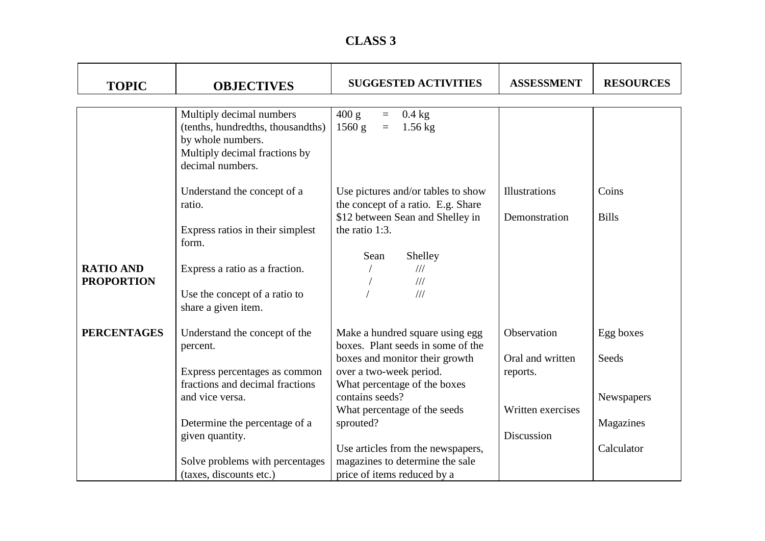## CLASS 3

| TOPIC | OBJECTIVES | SUGGESTED ACTIVITIES | ASSESSMENT | RESOURCES |
|---|---|---|---|---|
| | Multiply decimal numbers (tenths, hundredths, thousandths) by whole numbers.<br>Multiply decimal fractions by decimal numbers. | 400 g = 0.4 kg<br>1560 g = 1.56 kg | | |
| **RATIO AND PROPORTION** | Understand the concept of a ratio.<br><br>Express ratios in their simplest form.<br><br>Express a ratio as a fraction.<br><br>Use the concept of a ratio to share a given item. | Use pictures and/or tables to show the concept of a ratio. E.g. Share $12 between Sean and Shelley in the ratio 1:3.<br><br>Sean Shelley<br>/ ///<br>/ ///<br>/ /// | Illustrations<br><br>Demonstration | Coins<br><br>Bills |
| **PERCENTAGES** | Understand the concept of the percent.<br><br>Express percentages as common fractions and decimal fractions and vice versa.<br><br>Determine the percentage of a given quantity.<br><br>Solve problems with percentages (taxes, discounts etc.) | Make a hundred square using egg boxes. Plant seeds in some of the boxes and monitor their growth over a two-week period.<br>What percentage of the boxes contains seeds?<br>What percentage of the seeds sprouted?<br><br>Use articles from the newspapers, magazines to determine the sale price of items reduced by a | Observation<br><br>Oral and written reports.<br><br>Written exercises<br><br>Discussion | Egg boxes<br><br>Seeds<br><br>Newspapers<br><br>Magazines<br><br>Calculator |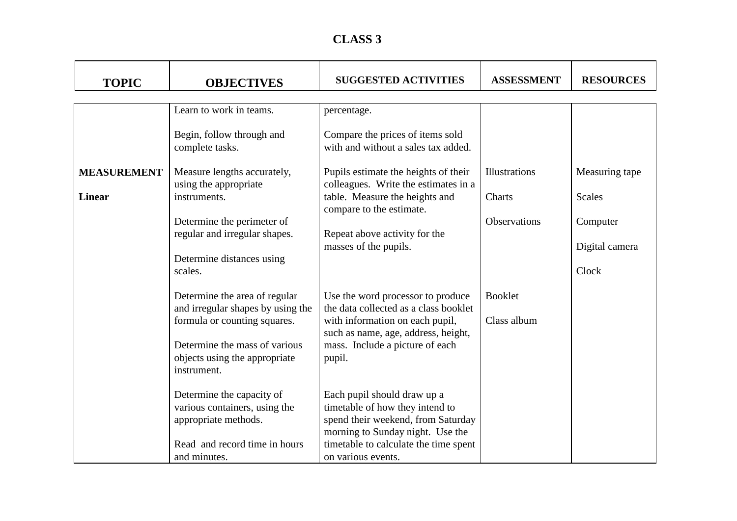# CLASS 3

| TOPIC | OBJECTIVES | SUGGESTED ACTIVITIES | ASSESSMENT | RESOURCES |
|---|---|---|---|---|
| | Learn to work in teams. | percentage. | | |
| | Begin, follow through and complete tasks. | Compare the prices of items sold with and without a sales tax added. | | |
| **MEASUREMENT** | Measure lengths accurately, using the appropriate instruments. | Pupils estimate the heights of their colleagues. Write the estimates in a table. Measure the heights and compare to the estimate. | Illustrations | Measuring tape |
| **Linear** | | | Charts | Scales |
| | Determine the perimeter of regular and irregular shapes. | Repeat above activity for the masses of the pupils. | Observations | Computer |
| | Determine distances using scales. | | | Digital camera |
| | | | | Clock |
| | Determine the area of regular and irregular shapes by using the formula or counting squares. | Use the word processor to produce the data collected as a class booklet with information on each pupil, such as name, age, address, height, mass. Include a picture of each pupil. | Booklet | |
| | | | Class album | |
| | Determine the mass of various objects using the appropriate instrument. | | | |
| | Determine the capacity of various containers, using the appropriate methods. | Each pupil should draw up a timetable of how they intend to spend their weekend, from Saturday morning to Sunday night. Use the timetable to calculate the time spent on various events. | | |
| | Read and record time in hours and minutes. | | | |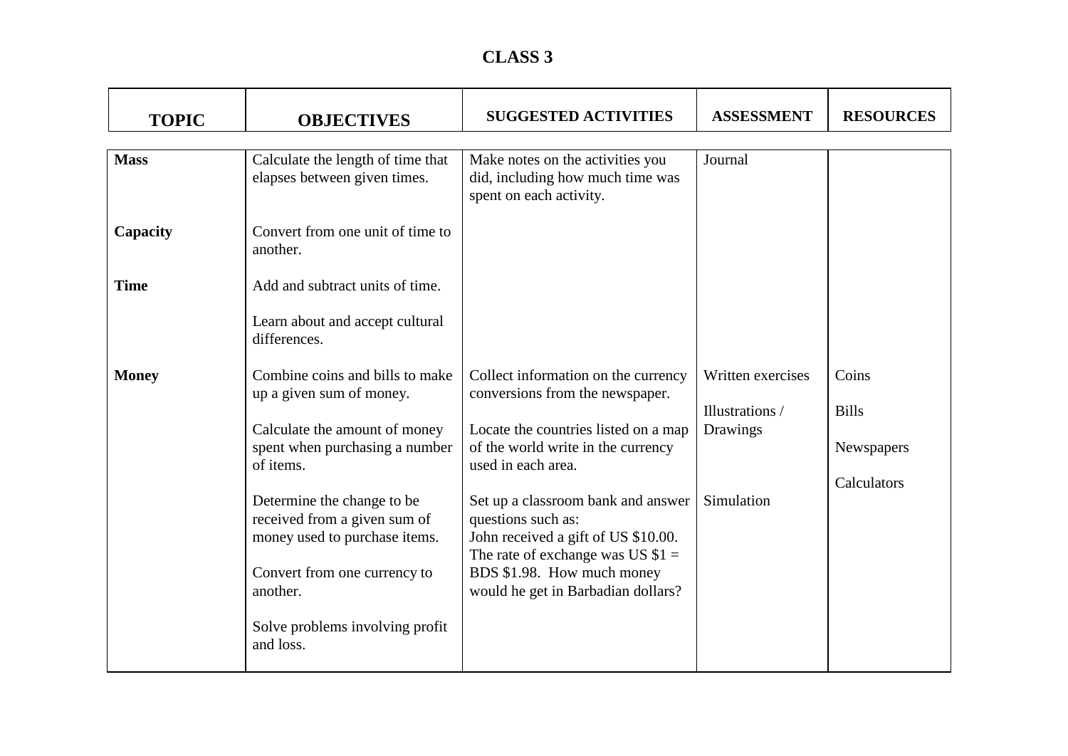# CLASS 3

| TOPIC | OBJECTIVES | SUGGESTED ACTIVITIES | ASSESSMENT | RESOURCES |
|---|---|---|---|---|
| **Mass** | Calculate the length of time that elapses between given times. | Make notes on the activities you did, including how much time was spent on each activity. | Journal | |
| **Capacity** | Convert from one unit of time to another. | | | |
| **Time** | Add and subtract units of time.<br><br>Learn about and accept cultural differences. | | | |
| **Money** | Combine coins and bills to make up a given sum of money.<br><br>Calculate the amount of money spent when purchasing a number of items.<br><br>Determine the change to be received from a given sum of money used to purchase items.<br><br>Convert from one currency to another.<br><br>Solve problems involving profit and loss. | Collect information on the currency conversions from the newspaper.<br><br>Locate the countries listed on a map of the world write in the currency used in each area.<br><br>Set up a classroom bank and answer questions such as:<br>John received a gift of US $10.00. The rate of exchange was US $1 = BDS $1.98. How much money would he get in Barbadian dollars? | Written exercises<br><br>Illustrations / Drawings<br><br>Simulation | Coins<br><br>Bills<br><br>Newspapers<br><br>Calculators |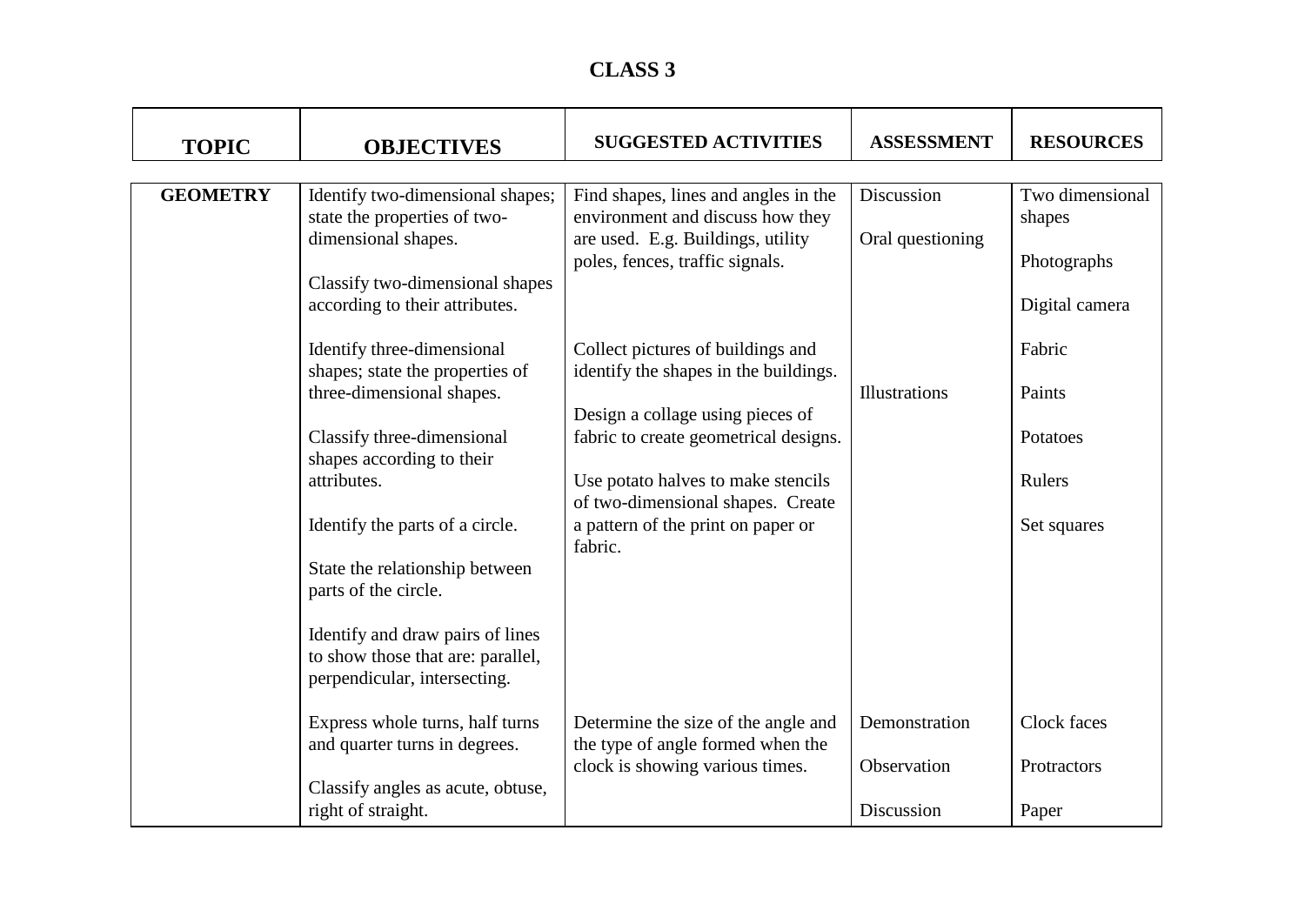# CLASS 3

| TOPIC | OBJECTIVES | SUGGESTED ACTIVITIES | ASSESSMENT | RESOURCES |
|---|---|---|---|---|
| **GEOMETRY** | Identify two-dimensional shapes; state the properties of two-dimensional shapes.<br><br>Classify two-dimensional shapes according to their attributes.<br><br>Identify three-dimensional shapes; state the properties of three-dimensional shapes.<br><br>Classify three-dimensional shapes according to their attributes.<br><br>Identify the parts of a circle.<br><br>State the relationship between parts of the circle.<br><br>Identify and draw pairs of lines to show those that are: parallel, perpendicular, intersecting. | Find shapes, lines and angles in the environment and discuss how they are used. E.g. Buildings, utility poles, fences, traffic signals.<br><br>Collect pictures of buildings and identify the shapes in the buildings.<br><br>Design a collage using pieces of fabric to create geometrical designs.<br><br>Use potato halves to make stencils of two-dimensional shapes. Create a pattern of the print on paper or fabric. | Discussion<br><br>Oral questioning<br><br>Illustrations | Two dimensional shapes<br><br>Photographs<br><br>Digital camera<br><br>Fabric<br><br>Paints<br><br>Potatoes<br><br>Rulers<br><br>Set squares |
| | Express whole turns, half turns and quarter turns in degrees.<br><br>Classify angles as acute, obtuse, right of straight. | Determine the size of the angle and the type of angle formed when the clock is showing various times. | Demonstration<br><br>Observation<br><br>Discussion | Clock faces<br><br>Protractors<br><br>Paper |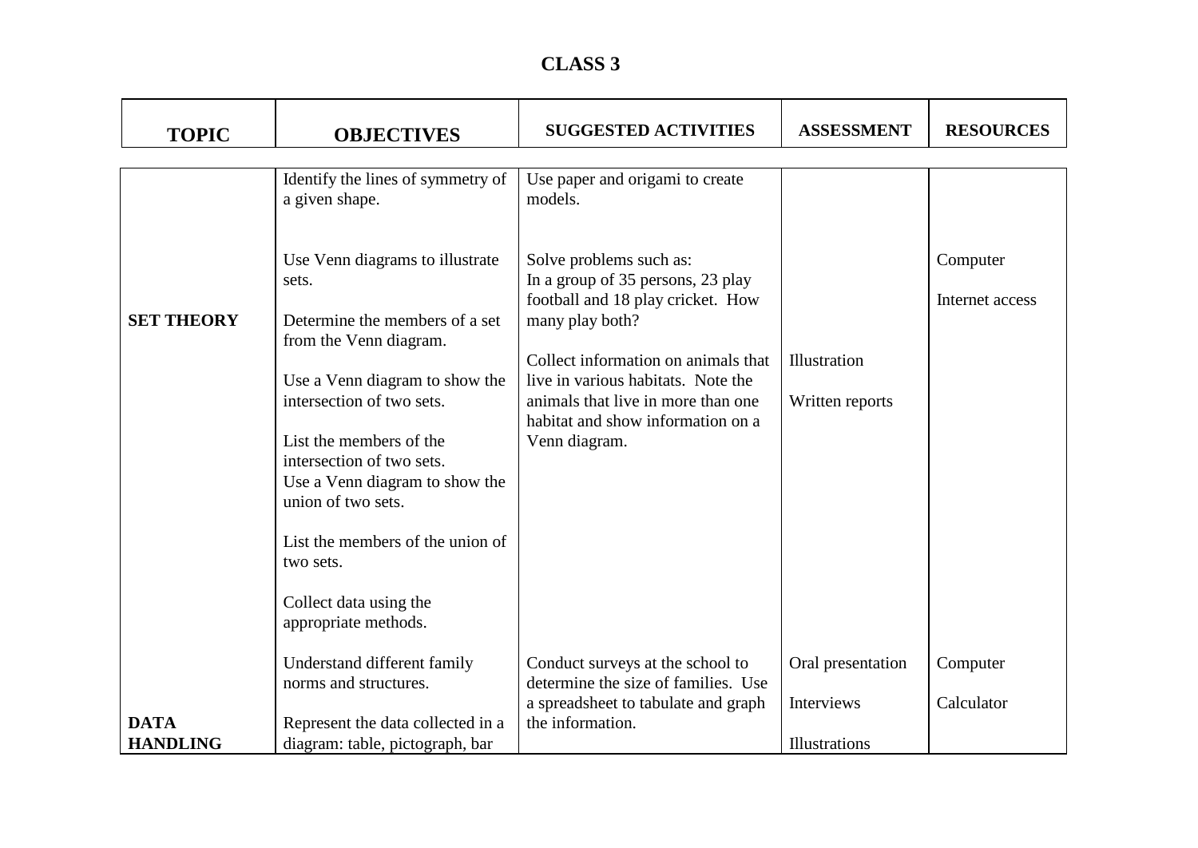# CLASS 3

| TOPIC | OBJECTIVES | SUGGESTED ACTIVITIES | ASSESSMENT | RESOURCES |
|---|---|---|---|---|
| | Identify the lines of symmetry of a given shape. | Use paper and origami to create models. | | |
| SET THEORY | Use Venn diagrams to illustrate sets.<br><br>Determine the members of a set from the Venn diagram.<br><br>Use a Venn diagram to show the intersection of two sets.<br><br>List the members of the intersection of two sets.<br>Use a Venn diagram to show the union of two sets.<br><br>List the members of the union of two sets. | Solve problems such as:<br>In a group of 35 persons, 23 play football and 18 play cricket. How many play both?<br><br>Collect information on animals that live in various habitats. Note the animals that live in more than one habitat and show information on a Venn diagram. | Illustration<br><br>Written reports | Computer<br><br>Internet access |
| DATA HANDLING | Collect data using the appropriate methods.<br><br>Understand different family norms and structures.<br><br>Represent the data collected in a diagram: table, pictograph, bar | Conduct surveys at the school to determine the size of families. Use a spreadsheet to tabulate and graph the information. | Oral presentation<br><br>Interviews<br><br>Illustrations | Computer<br><br>Calculator |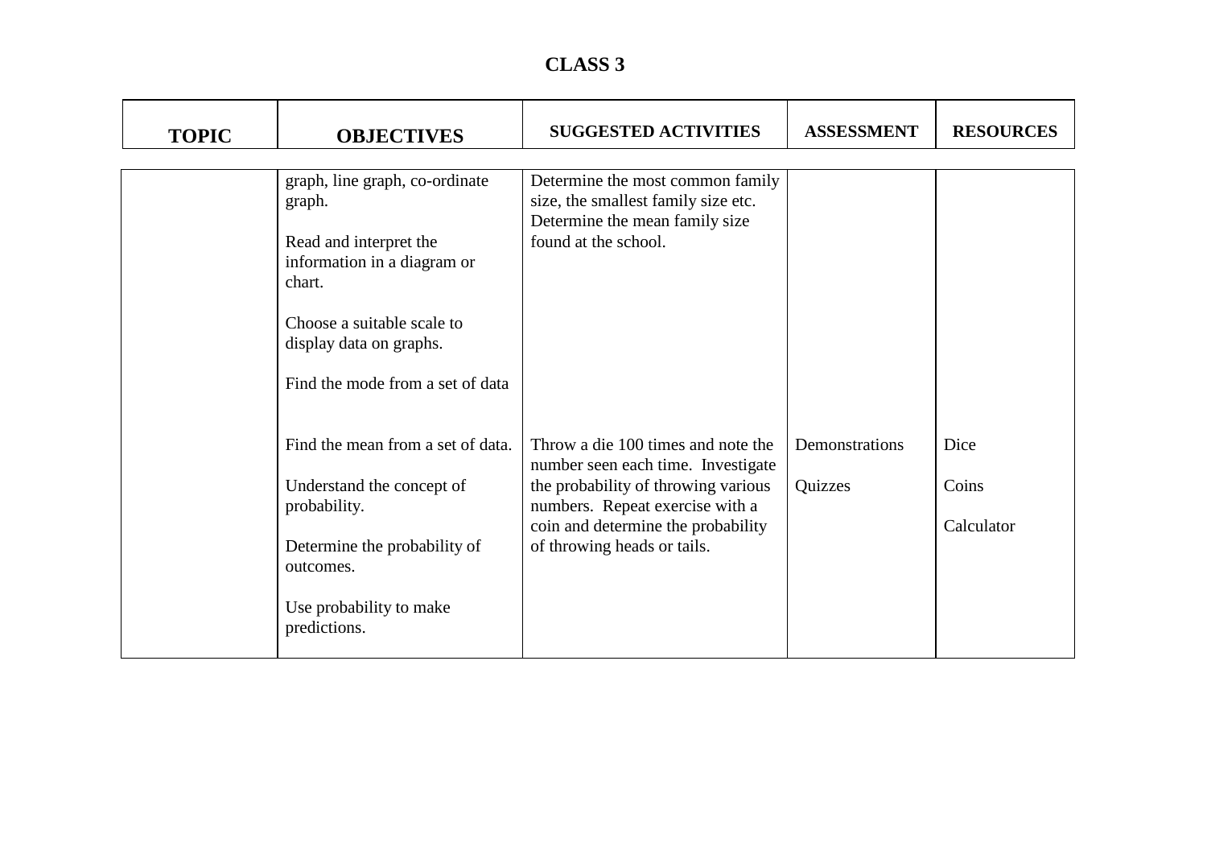# CLASS 3

| TOPIC | OBJECTIVES | SUGGESTED ACTIVITIES | ASSESSMENT | RESOURCES |
|---|---|---|---|---|
| | graph, line graph, co-ordinate graph.<br><br>Read and interpret the information in a diagram or chart.<br><br>Choose a suitable scale to display data on graphs.<br><br>Find the mode from a set of data | Determine the most common family size, the smallest family size etc. Determine the mean family size found at the school. | | |
| | Find the mean from a set of data.<br><br>Understand the concept of probability.<br><br>Determine the probability of outcomes.<br><br>Use probability to make predictions. | Throw a die 100 times and note the number seen each time. Investigate the probability of throwing various numbers. Repeat exercise with a coin and determine the probability of throwing heads or tails. | Demonstrations<br><br>Quizzes | Dice<br><br>Coins<br><br>Calculator |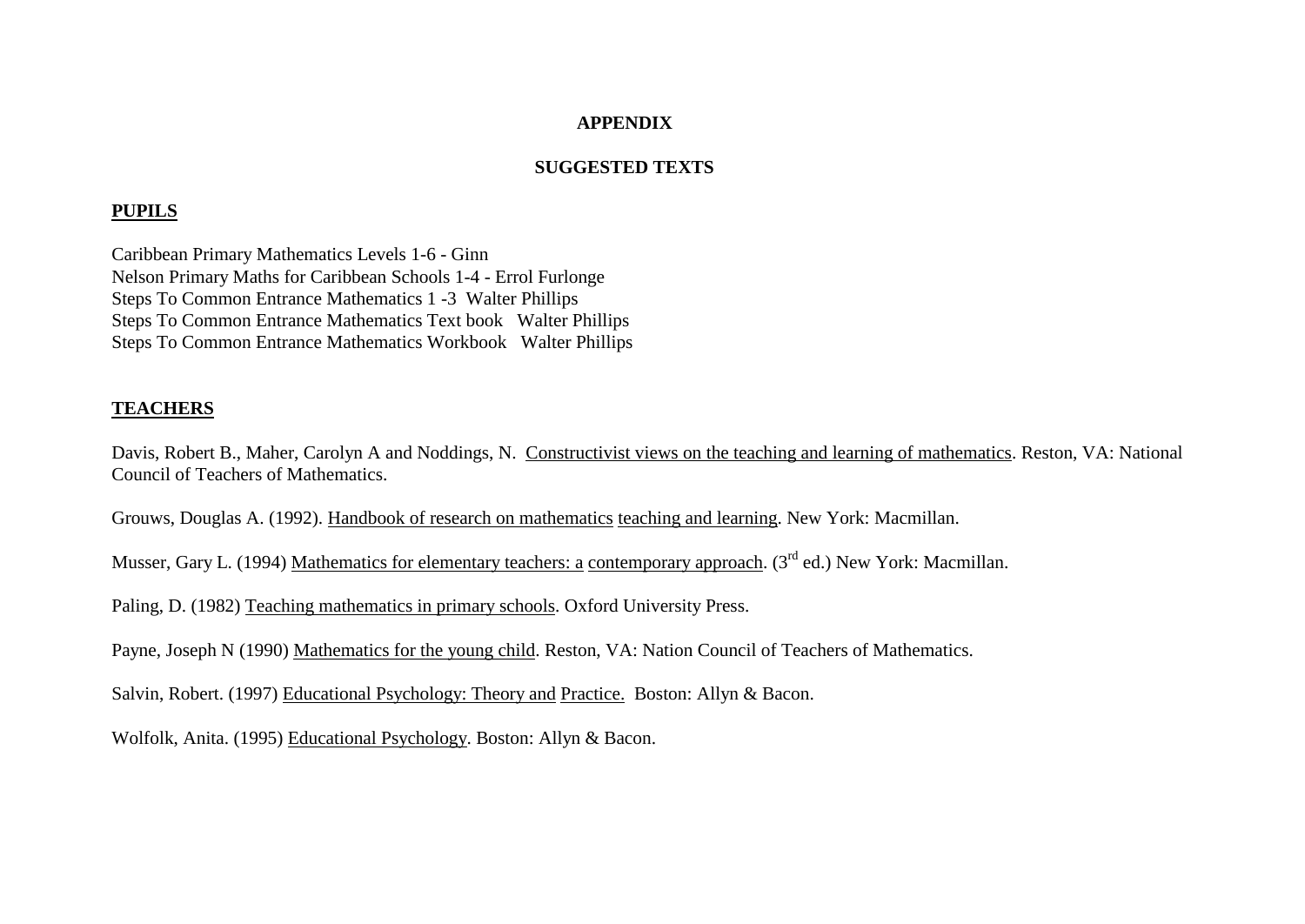# APPENDIX

## SUGGESTED TEXTS

**PUPILS**

Caribbean Primary Mathematics Levels 1-6 - Ginn
Nelson Primary Maths for Caribbean Schools 1-4 - Errol Furlonge
Steps To Common Entrance Mathematics 1 -3 Walter Phillips
Steps To Common Entrance Mathematics Text book Walter Phillips
Steps To Common Entrance Mathematics Workbook Walter Phillips

**TEACHERS**

Davis, Robert B., Maher, Carolyn A and Noddings, N. Constructivist views on the teaching and learning of mathematics. Reston, VA: National Council of Teachers of Mathematics.

Grouws, Douglas A. (1992). Handbook of research on mathematics teaching and learning. New York: Macmillan.

Musser, Gary L. (1994) Mathematics for elementary teachers: a contemporary approach. (3rd ed.) New York: Macmillan.

Paling, D. (1982) Teaching mathematics in primary schools. Oxford University Press.

Payne, Joseph N (1990) Mathematics for the young child. Reston, VA: Nation Council of Teachers of Mathematics.

Salvin, Robert. (1997) Educational Psychology: Theory and Practice. Boston: Allyn & Bacon.

Wolfolk, Anita. (1995) Educational Psychology. Boston: Allyn & Bacon.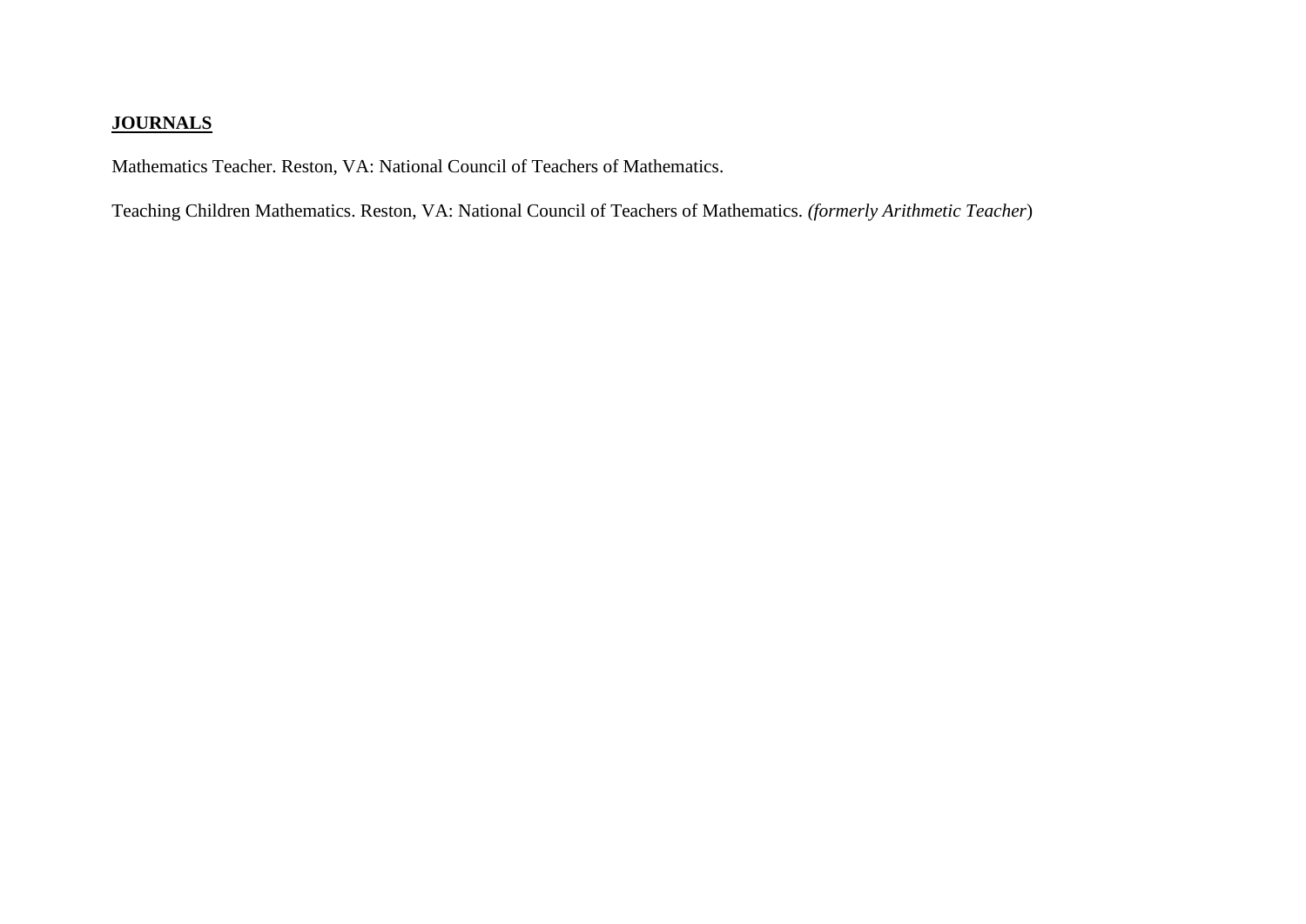**<u>JOURNALS</u>**

Mathematics Teacher. Reston, VA: National Council of Teachers of Mathematics.

Teaching Children Mathematics. Reston, VA: National Council of Teachers of Mathematics. *(formerly Arithmetic Teacher*)